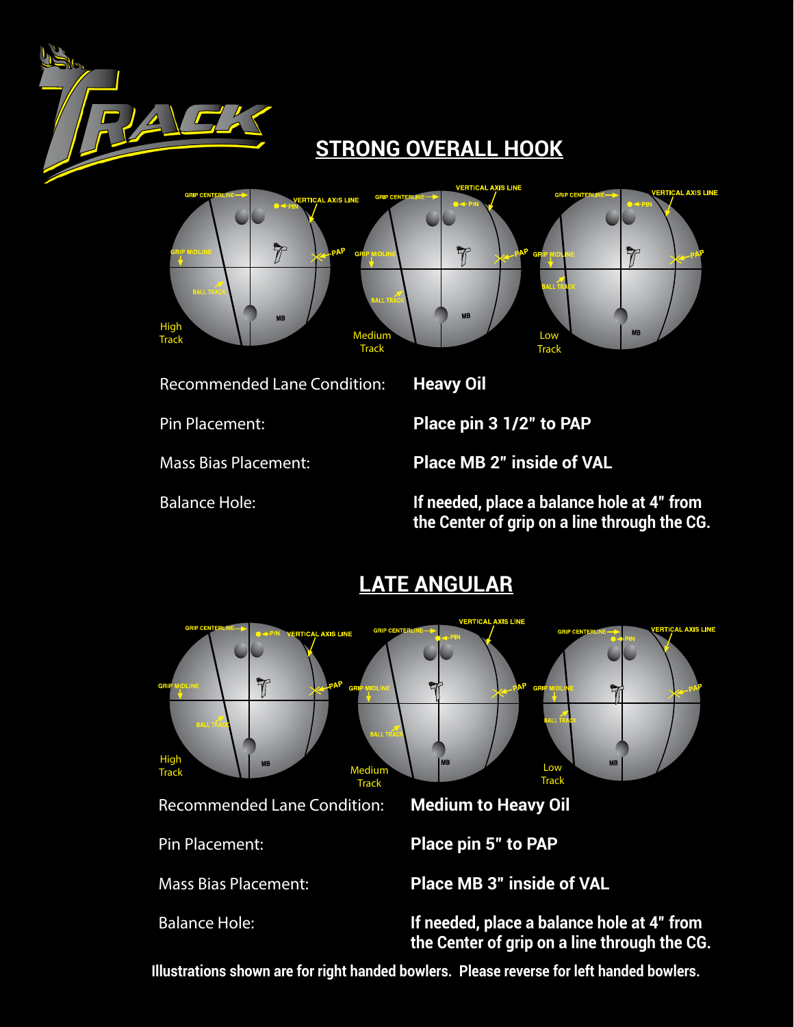## STRONG OVERALL HOOK

High Track — Medium Track — Low Track

| | |
|---|---|
| Recommended Lane Condition: | **Heavy Oil** |
| Pin Placement: | **Place pin 3 1/2" to PAP** |
| Mass Bias Placement: | **Place MB 2" inside of VAL** |
| Balance Hole: | **If needed, place a balance hole at 4" from the Center of grip on a line through the CG.** |

## LATE ANGULAR

High Track — Medium Track — Low Track

| | |
|---|---|
| Recommended Lane Condition: | **Medium to Heavy Oil** |
| Pin Placement: | **Place pin 5" to PAP** |
| Mass Bias Placement: | **Place MB 3" inside of VAL** |
| Balance Hole: | **If needed, place a balance hole at 4" from the Center of grip on a line through the CG.** |

**Illustrations shown are for right handed bowlers. Please reverse for left handed bowlers.**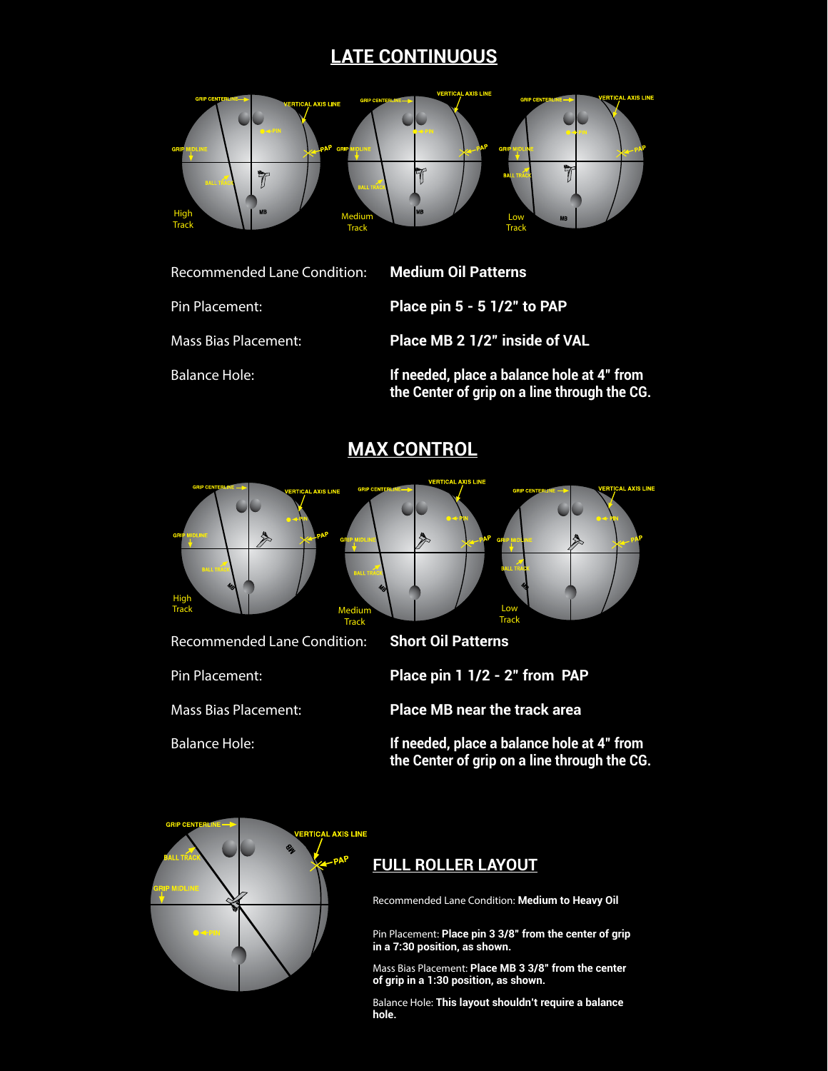## LATE CONTINUOUS

GRIP CENTERLINE
VERTICAL AXIS LINE
PIN
GRIP MIDLINE
PAP
BALL TRACK
MB

High Track

Medium Track

Low Track

Recommended Lane Condition: **Medium Oil Patterns**

Pin Placement: **Place pin 5 - 5 1/2" to PAP**

Mass Bias Placement: **Place MB 2 1/2" inside of VAL**

Balance Hole: **If needed, place a balance hole at 4" from the Center of grip on a line through the CG.**

## MAX CONTROL

GRIP CENTERLINE
VERTICAL AXIS LINE
PIN
GRIP MIDLINE
PAP
BALL TRACK
MB

High Track

Medium Track

Low Track

Recommended Lane Condition: **Short Oil Patterns**

Pin Placement: **Place pin 1 1/2 - 2" from PAP**

Mass Bias Placement: **Place MB near the track area**

Balance Hole: **If needed, place a balance hole at 4" from the Center of grip on a line through the CG.**

GRIP CENTERLINE
VERTICAL AXIS LINE
BALL TRACK
MB
PAP
GRIP MIDLINE
PIN

## FULL ROLLER LAYOUT

Recommended Lane Condition: **Medium to Heavy Oil**

Pin Placement: **Place pin 3 3/8" from the center of grip in a 7:30 position, as shown.**

Mass Bias Placement: **Place MB 3 3/8" from the center of grip in a 1:30 position, as shown.**

Balance Hole: **This layout shouldn't require a balance hole.**